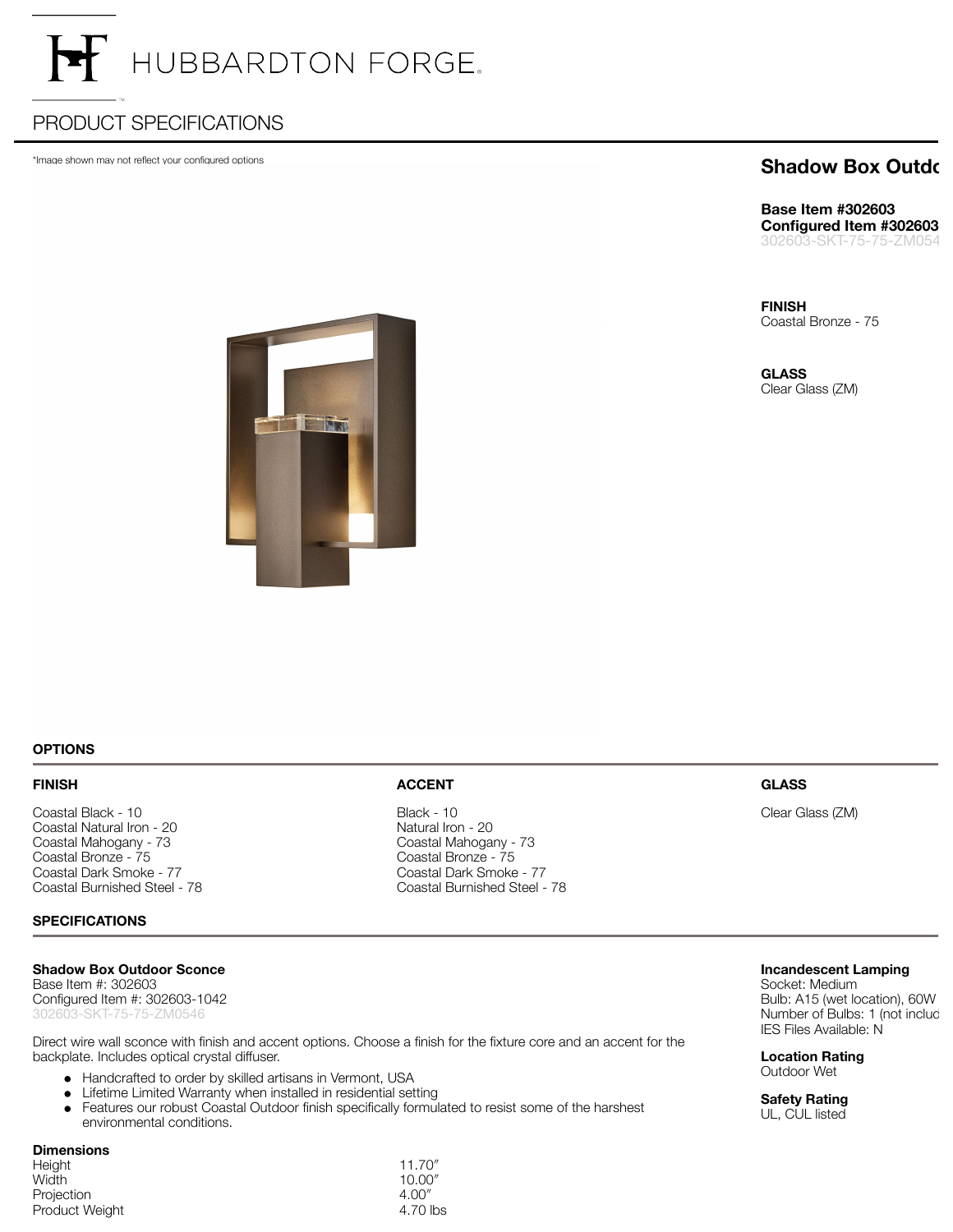# HUBBARDTON FORGE

## PRODUCT SPECIFICATIONS

*Image shown may not reflect your configured options

## Shadow Box Outdo

**Base Item #302603**
**Configured Item #302603**
302603-SKT-75-75-ZM054

**FINISH**
Coastal Bronze - 75

**GLASS**
Clear Glass (ZM)

### OPTIONS

**FINISH**

Coastal Black - 10
Coastal Natural Iron - 20
Coastal Mahogany - 73
Coastal Bronze - 75
Coastal Dark Smoke - 77
Coastal Burnished Steel - 78

**ACCENT**

Black - 10
Natural Iron - 20
Coastal Mahogany - 73
Coastal Bronze - 75
Coastal Dark Smoke - 77
Coastal Burnished Steel - 78

**GLASS**

Clear Glass (ZM)

### SPECIFICATIONS

**Shadow Box Outdoor Sconce**
Base Item #: 302603
Configured Item #: 302603-1042
302603-SKT-75-75-ZM0546

Direct wire wall sconce with finish and accent options. Choose a finish for the fixture core and an accent for the backplate. Includes optical crystal diffuser.

- Handcrafted to order by skilled artisans in Vermont, USA
- Lifetime Limited Warranty when installed in residential setting
- Features our robust Coastal Outdoor finish specifically formulated to resist some of the harshest environmental conditions.

**Dimensions**

| | |
|---|---|
| Height | 11.70″ |
| Width | 10.00″ |
| Projection | 4.00″ |
| Product Weight | 4.70 lbs |

**Incandescent Lamping**
Socket: Medium
Bulb: A15 (wet location), 60W
Number of Bulbs: 1 (not incluc
IES Files Available: N

**Location Rating**
Outdoor Wet

**Safety Rating**
UL, CUL listed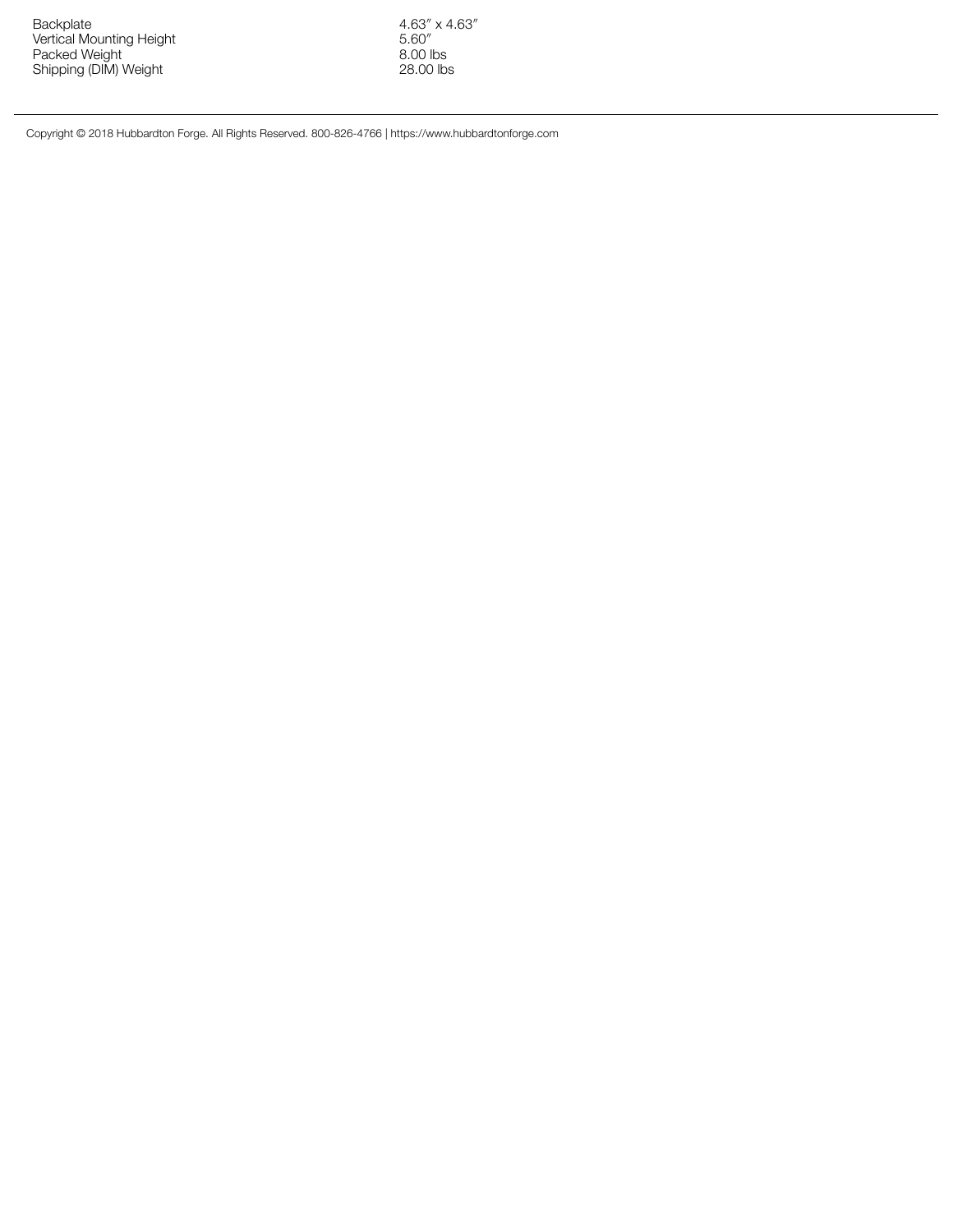| | |
|---|---|
| Backplate | 4.63″ x 4.63″ |
| Vertical Mounting Height | 5.60″ |
| Packed Weight | 8.00 lbs |
| Shipping (DIM) Weight | 28.00 lbs |

---

Copyright © 2018 Hubbardton Forge. All Rights Reserved. 800-826-4766 | https://www.hubbardtonforge.com